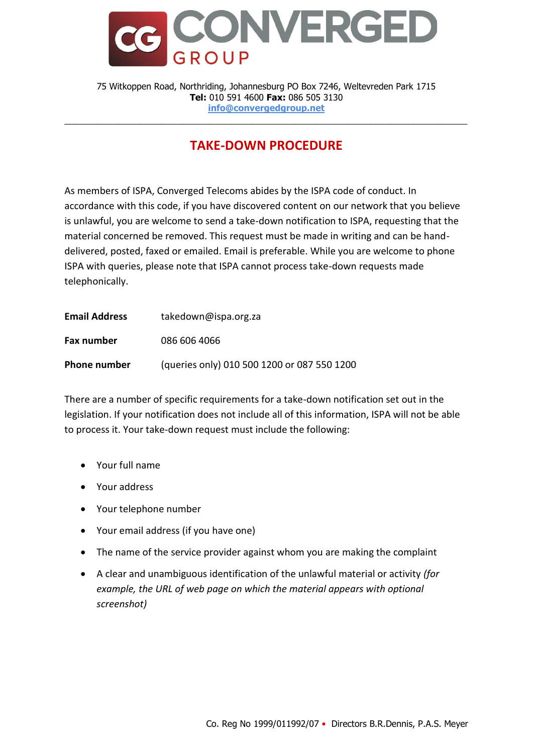CONVERGED GROUP

75 Witkoppen Road, Northriding, Johannesburg PO Box 7246, Weltevreden Park 1715
**Tel:** 010 591 4600 **Fax:** 086 505 3130
info@convergedgroup.net

---

# TAKE-DOWN PROCEDURE

As members of ISPA, Converged Telecoms abides by the ISPA code of conduct. In accordance with this code, if you have discovered content on our network that you believe is unlawful, you are welcome to send a take-down notification to ISPA, requesting that the material concerned be removed. This request must be made in writing and can be hand-delivered, posted, faxed or emailed. Email is preferable. While you are welcome to phone ISPA with queries, please note that ISPA cannot process take-down requests made telephonically.

| | |
|---|---|
| **Email Address** | takedown@ispa.org.za |
| **Fax number** | 086 606 4066 |
| **Phone number** | (queries only) 010 500 1200 or 087 550 1200 |

There are a number of specific requirements for a take-down notification set out in the legislation. If your notification does not include all of this information, ISPA will not be able to process it. Your take-down request must include the following:

- Your full name
- Your address
- Your telephone number
- Your email address (if you have one)
- The name of the service provider against whom you are making the complaint
- A clear and unambiguous identification of the unlawful material or activity *(for example, the URL of web page on which the material appears with optional screenshot)*

Co. Reg No 1999/011992/07 • Directors B.R.Dennis, P.A.S. Meyer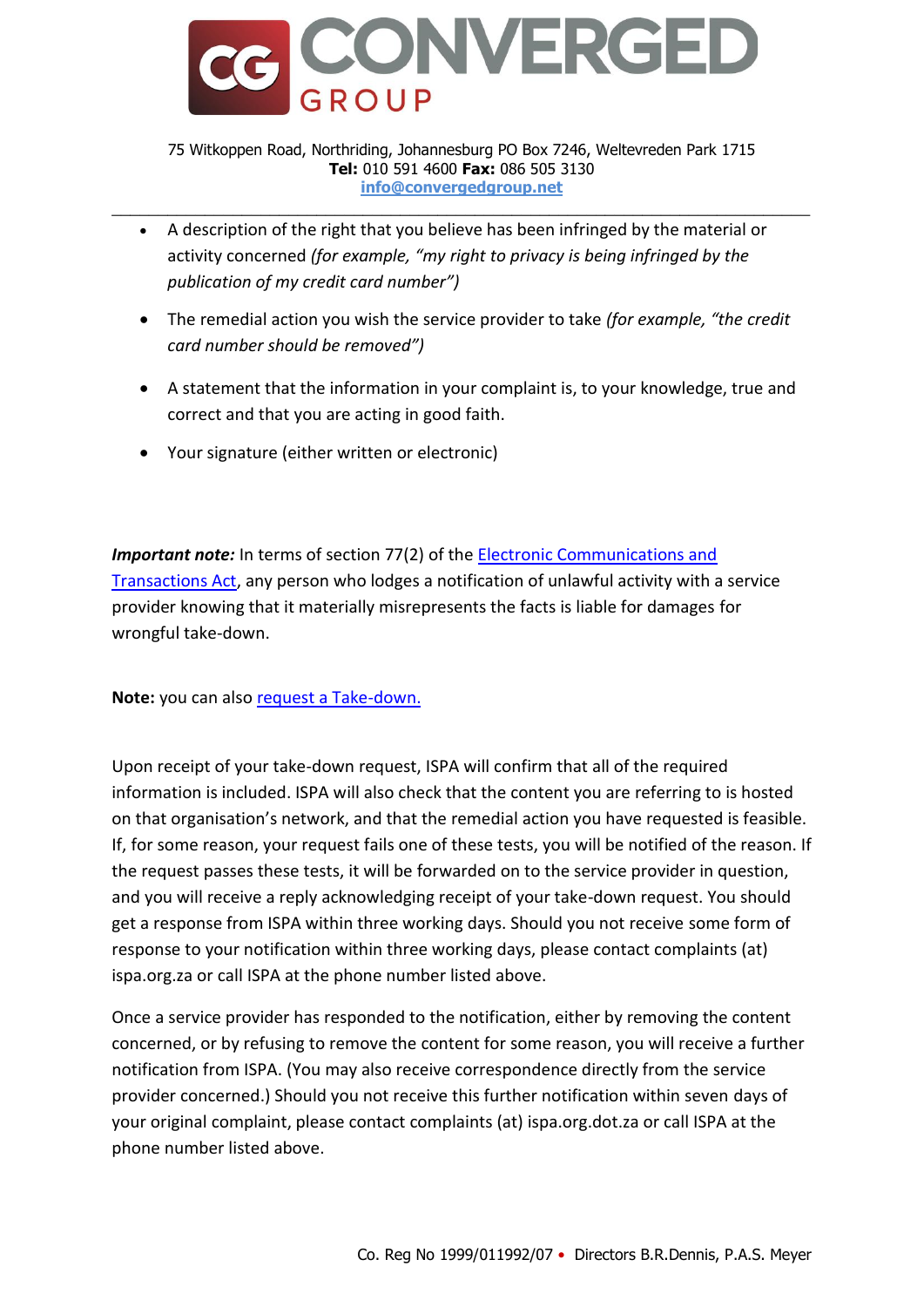- A description of the right that you believe has been infringed by the material or activity concerned *(for example, "my right to privacy is being infringed by the publication of my credit card number")*
- The remedial action you wish the service provider to take *(for example, "the credit card number should be removed")*
- A statement that the information in your complaint is, to your knowledge, true and correct and that you are acting in good faith.
- Your signature (either written or electronic)

***Important note:*** In terms of section 77(2) of the [Electronic Communications and Transactions Act](), any person who lodges a notification of unlawful activity with a service provider knowing that it materially misrepresents the facts is liable for damages for wrongful take-down.

**Note:** you can also [request a Take-down.]()

Upon receipt of your take-down request, ISPA will confirm that all of the required information is included. ISPA will also check that the content you are referring to is hosted on that organisation's network, and that the remedial action you have requested is feasible. If, for some reason, your request fails one of these tests, you will be notified of the reason. If the request passes these tests, it will be forwarded on to the service provider in question, and you will receive a reply acknowledging receipt of your take-down request. You should get a response from ISPA within three working days. Should you not receive some form of response to your notification within three working days, please contact complaints (at) ispa.org.za or call ISPA at the phone number listed above.

Once a service provider has responded to the notification, either by removing the content concerned, or by refusing to remove the content for some reason, you will receive a further notification from ISPA. (You may also receive correspondence directly from the service provider concerned.) Should you not receive this further notification within seven days of your original complaint, please contact complaints (at) ispa.org.dot.za or call ISPA at the phone number listed above.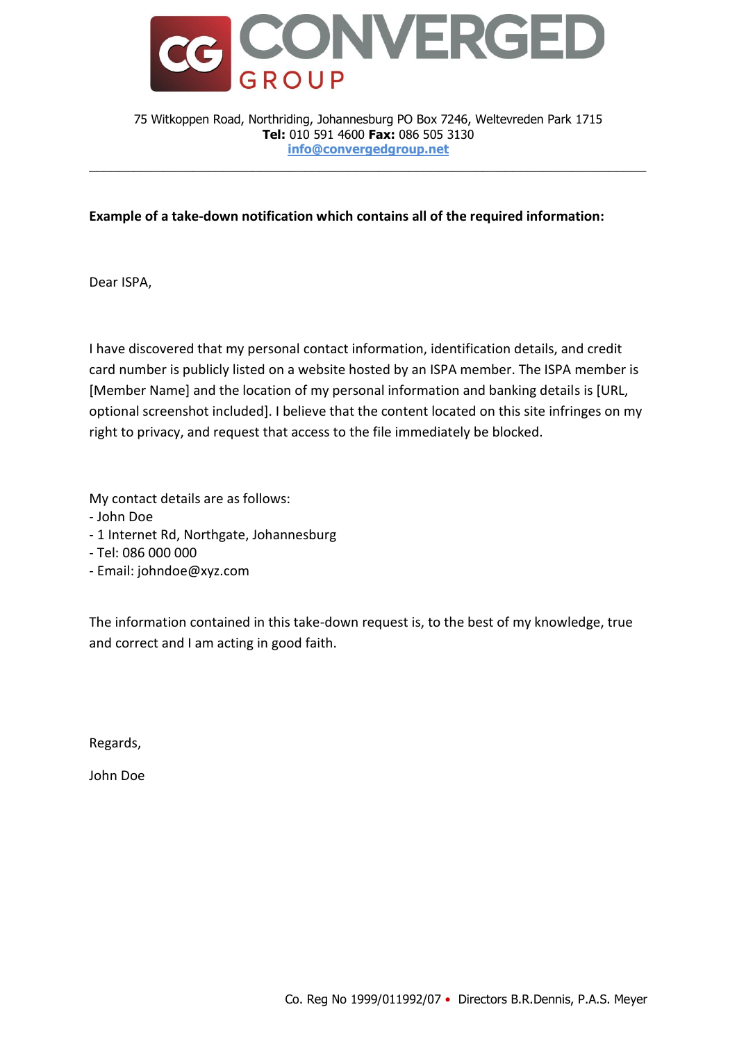75 Witkoppen Road, Northriding, Johannesburg PO Box 7246, Weltevreden Park 1715
**Tel:** 010 591 4600 **Fax:** 086 505 3130
info@convergedgroup.net

**Example of a take-down notification which contains all of the required information:**

Dear ISPA,

I have discovered that my personal contact information, identification details, and credit card number is publicly listed on a website hosted by an ISPA member. The ISPA member is [Member Name] and the location of my personal information and banking details is [URL, optional screenshot included]. I believe that the content located on this site infringes on my right to privacy, and request that access to the file immediately be blocked.

My contact details are as follows:
- John Doe
- 1 Internet Rd, Northgate, Johannesburg
- Tel: 086 000 000
- Email: johndoe@xyz.com

The information contained in this take-down request is, to the best of my knowledge, true and correct and I am acting in good faith.

Regards,

John Doe

Co. Reg No 1999/011992/07 • Directors B.R.Dennis, P.A.S. Meyer